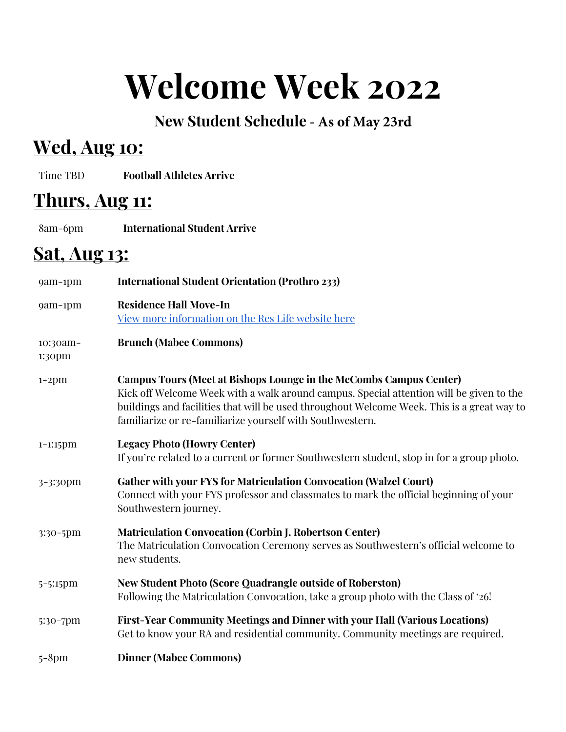# Welcome Week 2022

### New Student Schedule - As of May 23rd

## Wed, Aug 10:

| | |
|---|---|
| Time TBD | **Football Athletes Arrive** |

## Thurs, Aug 11:

| | |
|---|---|
| 8am-6pm | **International Student Arrive** |

## Sat, Aug 13:

| | |
|---|---|
| 9am-1pm | **International Student Orientation (Prothro 233)** |
| 9am-1pm | **Residence Hall Move-In**<br>View more information on the Res Life website here |
| 10:30am-1:30pm | **Brunch (Mabee Commons)** |
| 1-2pm | **Campus Tours (Meet at Bishops Lounge in the McCombs Campus Center)**<br>Kick off Welcome Week with a walk around campus. Special attention will be given to the buildings and facilities that will be used throughout Welcome Week. This is a great way to familiarize or re-familiarize yourself with Southwestern. |
| 1-1:15pm | **Legacy Photo (Howry Center)**<br>If you're related to a current or former Southwestern student, stop in for a group photo. |
| 3-3:30pm | **Gather with your FYS for Matriculation Convocation (Walzel Court)**<br>Connect with your FYS professor and classmates to mark the official beginning of your Southwestern journey. |
| 3:30-5pm | **Matriculation Convocation (Corbin J. Robertson Center)**<br>The Matriculation Convocation Ceremony serves as Southwestern's official welcome to new students. |
| 5-5:15pm | **New Student Photo (Score Quadrangle outside of Roberston)**<br>Following the Matriculation Convocation, take a group photo with the Class of '26! |
| 5:30-7pm | **First-Year Community Meetings and Dinner with your Hall (Various Locations)**<br>Get to know your RA and residential community. Community meetings are required. |
| 5-8pm | **Dinner (Mabee Commons)** |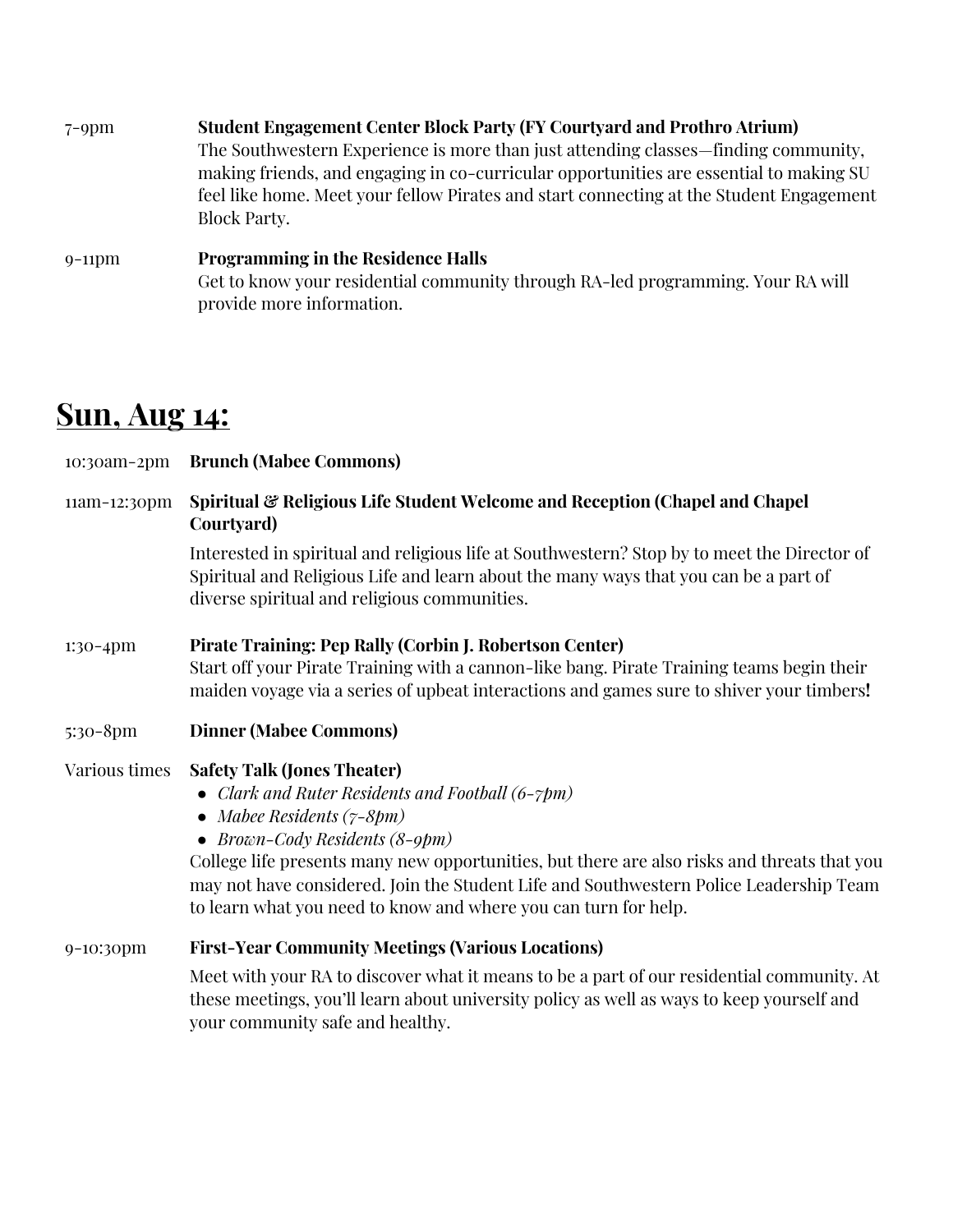7-9pm **Student Engagement Center Block Party (FY Courtyard and Prothro Atrium)**
The Southwestern Experience is more than just attending classes—finding community, making friends, and engaging in co-curricular opportunities are essential to making SU feel like home. Meet your fellow Pirates and start connecting at the Student Engagement Block Party.

9-11pm **Programming in the Residence Halls**
Get to know your residential community through RA-led programming. Your RA will provide more information.

## Sun, Aug 14:

10:30am-2pm **Brunch (Mabee Commons)**

11am-12:30pm **Spiritual & Religious Life Student Welcome and Reception (Chapel and Chapel Courtyard)**
Interested in spiritual and religious life at Southwestern? Stop by to meet the Director of Spiritual and Religious Life and learn about the many ways that you can be a part of diverse spiritual and religious communities.

1:30-4pm **Pirate Training: Pep Rally (Corbin J. Robertson Center)**
Start off your Pirate Training with a cannon-like bang. Pirate Training teams begin their maiden voyage via a series of upbeat interactions and games sure to shiver your timbers!

5:30-8pm **Dinner (Mabee Commons)**

Various times **Safety Talk (Jones Theater)**

- *Clark and Ruter Residents and Football (6-7pm)*
- *Mabee Residents (7-8pm)*
- *Brown-Cody Residents (8-9pm)*

College life presents many new opportunities, but there are also risks and threats that you may not have considered. Join the Student Life and Southwestern Police Leadership Team to learn what you need to know and where you can turn for help.

9-10:30pm **First-Year Community Meetings (Various Locations)**
Meet with your RA to discover what it means to be a part of our residential community. At these meetings, you'll learn about university policy as well as ways to keep yourself and your community safe and healthy.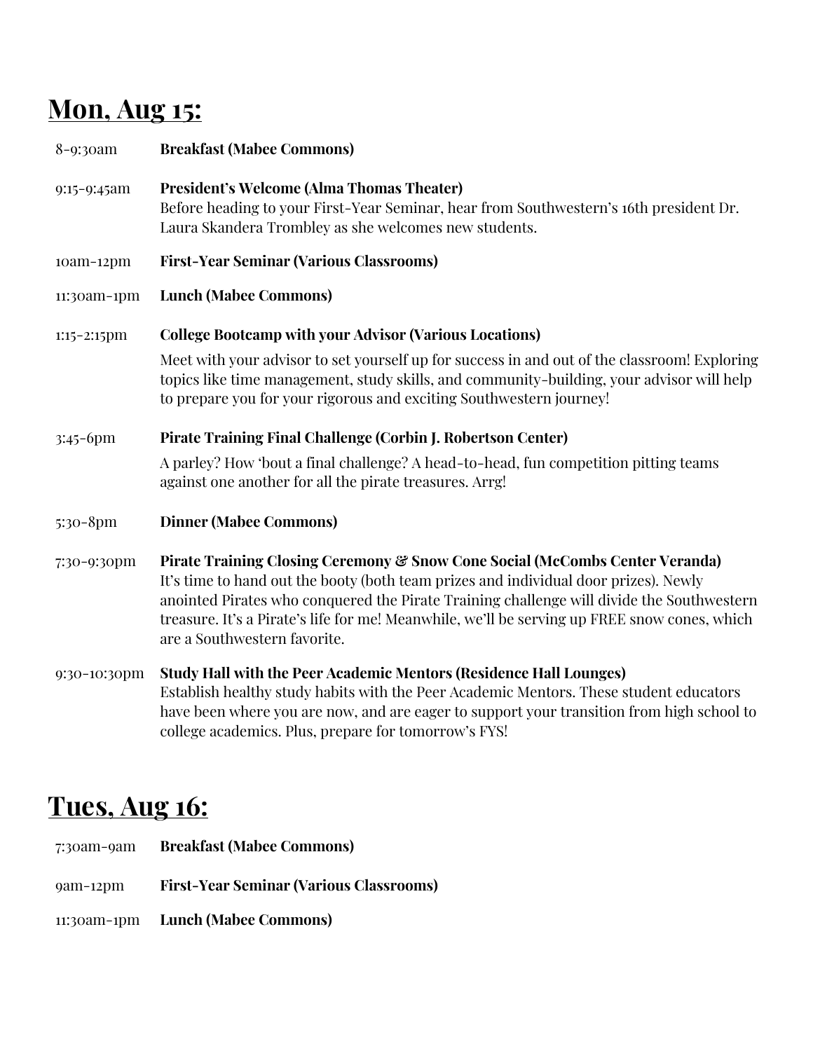## Mon, Aug 15:

| | |
|---|---|
| 8-9:30am | **Breakfast (Mabee Commons)** |
| 9:15-9:45am | **President's Welcome (Alma Thomas Theater)** Before heading to your First-Year Seminar, hear from Southwestern's 16th president Dr. Laura Skandera Trombley as she welcomes new students. |
| 10am-12pm | **First-Year Seminar (Various Classrooms)** |
| 11:30am-1pm | **Lunch (Mabee Commons)** |
| 1:15-2:15pm | **College Bootcamp with your Advisor (Various Locations)** Meet with your advisor to set yourself up for success in and out of the classroom! Exploring topics like time management, study skills, and community-building, your advisor will help to prepare you for your rigorous and exciting Southwestern journey! |
| 3:45-6pm | **Pirate Training Final Challenge (Corbin J. Robertson Center)** A parley? How 'bout a final challenge? A head-to-head, fun competition pitting teams against one another for all the pirate treasures. Arrg! |
| 5:30-8pm | **Dinner (Mabee Commons)** |
| 7:30-9:30pm | **Pirate Training Closing Ceremony & Snow Cone Social (McCombs Center Veranda)** It's time to hand out the booty (both team prizes and individual door prizes). Newly anointed Pirates who conquered the Pirate Training challenge will divide the Southwestern treasure. It's a Pirate's life for me! Meanwhile, we'll be serving up FREE snow cones, which are a Southwestern favorite. |
| 9:30-10:30pm | **Study Hall with the Peer Academic Mentors (Residence Hall Lounges)** Establish healthy study habits with the Peer Academic Mentors. These student educators have been where you are now, and are eager to support your transition from high school to college academics. Plus, prepare for tomorrow's FYS! |

## Tues, Aug 16:

| | |
|---|---|
| 7:30am-9am | **Breakfast (Mabee Commons)** |
| 9am-12pm | **First-Year Seminar (Various Classrooms)** |
| 11:30am-1pm | **Lunch (Mabee Commons)** |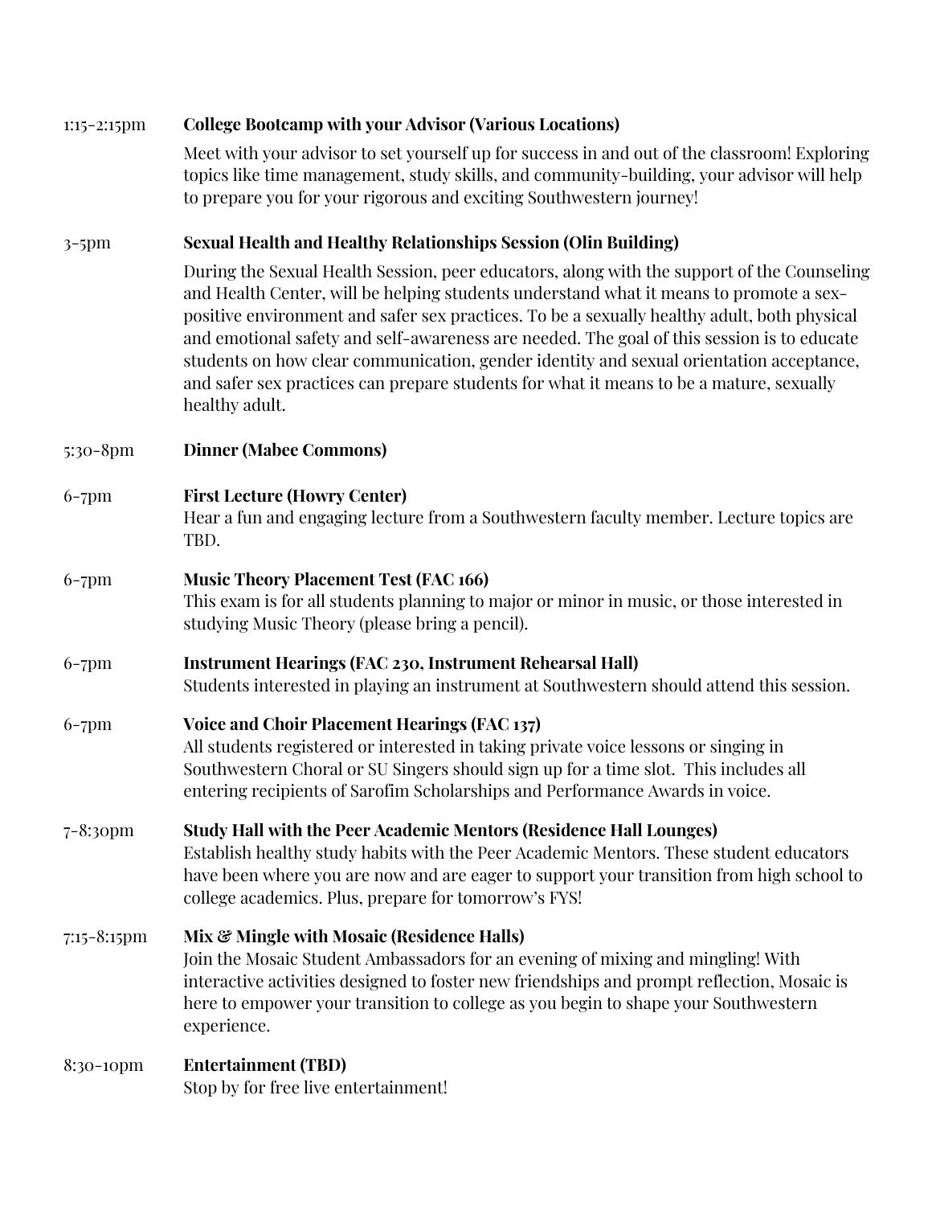1:15-2:15pm **College Bootcamp with your Advisor (Various Locations)**

Meet with your advisor to set yourself up for success in and out of the classroom! Exploring topics like time management, study skills, and community-building, your advisor will help to prepare you for your rigorous and exciting Southwestern journey!

3-5pm **Sexual Health and Healthy Relationships Session (Olin Building)**

During the Sexual Health Session, peer educators, along with the support of the Counseling and Health Center, will be helping students understand what it means to promote a sex-positive environment and safer sex practices. To be a sexually healthy adult, both physical and emotional safety and self-awareness are needed. The goal of this session is to educate students on how clear communication, gender identity and sexual orientation acceptance, and safer sex practices can prepare students for what it means to be a mature, sexually healthy adult.

5:30-8pm **Dinner (Mabee Commons)**

6-7pm **First Lecture (Howry Center)**

Hear a fun and engaging lecture from a Southwestern faculty member. Lecture topics are TBD.

6-7pm **Music Theory Placement Test (FAC 166)**

This exam is for all students planning to major or minor in music, or those interested in studying Music Theory (please bring a pencil).

6-7pm **Instrument Hearings (FAC 230, Instrument Rehearsal Hall)**

Students interested in playing an instrument at Southwestern should attend this session.

6-7pm **Voice and Choir Placement Hearings (FAC 137)**

All students registered or interested in taking private voice lessons or singing in Southwestern Choral or SU Singers should sign up for a time slot. This includes all entering recipients of Sarofim Scholarships and Performance Awards in voice.

7-8:30pm **Study Hall with the Peer Academic Mentors (Residence Hall Lounges)**

Establish healthy study habits with the Peer Academic Mentors. These student educators have been where you are now and are eager to support your transition from high school to college academics. Plus, prepare for tomorrow's FYS!

7:15-8:15pm **Mix & Mingle with Mosaic (Residence Halls)**

Join the Mosaic Student Ambassadors for an evening of mixing and mingling! With interactive activities designed to foster new friendships and prompt reflection, Mosaic is here to empower your transition to college as you begin to shape your Southwestern experience.

8:30-10pm **Entertainment (TBD)**

Stop by for free live entertainment!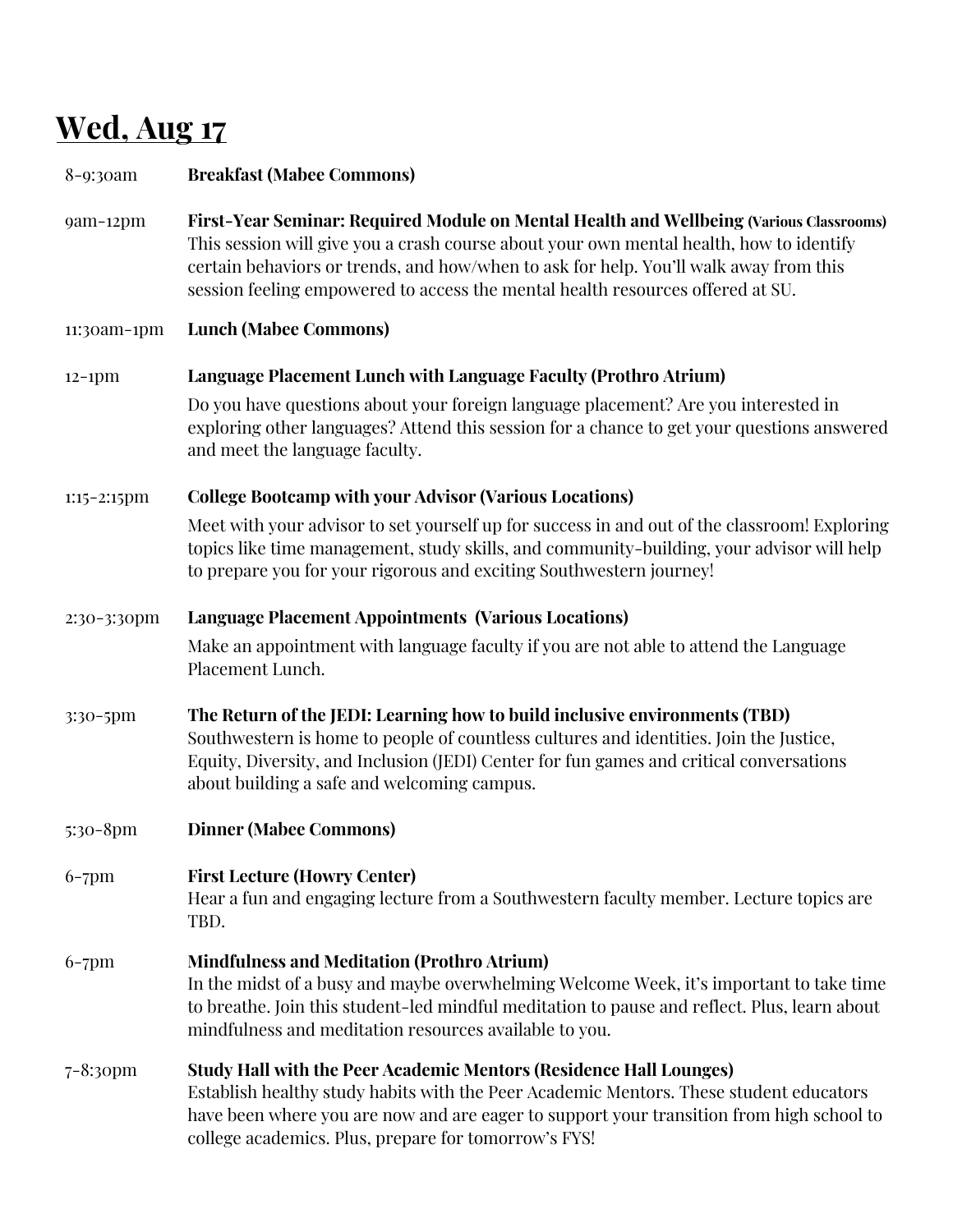## Wed, Aug 17

8-9:30am **Breakfast (Mabee Commons)**

9am-12pm **First-Year Seminar: Required Module on Mental Health and Wellbeing (Various Classrooms)**
This session will give you a crash course about your own mental health, how to identify certain behaviors or trends, and how/when to ask for help. You'll walk away from this session feeling empowered to access the mental health resources offered at SU.

11:30am-1pm **Lunch (Mabee Commons)**

12-1pm **Language Placement Lunch with Language Faculty (Prothro Atrium)**
Do you have questions about your foreign language placement? Are you interested in exploring other languages? Attend this session for a chance to get your questions answered and meet the language faculty.

1:15-2:15pm **College Bootcamp with your Advisor (Various Locations)**
Meet with your advisor to set yourself up for success in and out of the classroom! Exploring topics like time management, study skills, and community-building, your advisor will help to prepare you for your rigorous and exciting Southwestern journey!

2:30-3:30pm **Language Placement Appointments (Various Locations)**
Make an appointment with language faculty if you are not able to attend the Language Placement Lunch.

3:30-5pm **The Return of the JEDI: Learning how to build inclusive environments (TBD)**
Southwestern is home to people of countless cultures and identities. Join the Justice, Equity, Diversity, and Inclusion (JEDI) Center for fun games and critical conversations about building a safe and welcoming campus.

5:30-8pm **Dinner (Mabee Commons)**

6-7pm **First Lecture (Howry Center)**
Hear a fun and engaging lecture from a Southwestern faculty member. Lecture topics are TBD.

6-7pm **Mindfulness and Meditation (Prothro Atrium)**
In the midst of a busy and maybe overwhelming Welcome Week, it's important to take time to breathe. Join this student-led mindful meditation to pause and reflect. Plus, learn about mindfulness and meditation resources available to you.

7-8:30pm **Study Hall with the Peer Academic Mentors (Residence Hall Lounges)**
Establish healthy study habits with the Peer Academic Mentors. These student educators have been where you are now and are eager to support your transition from high school to college academics. Plus, prepare for tomorrow's FYS!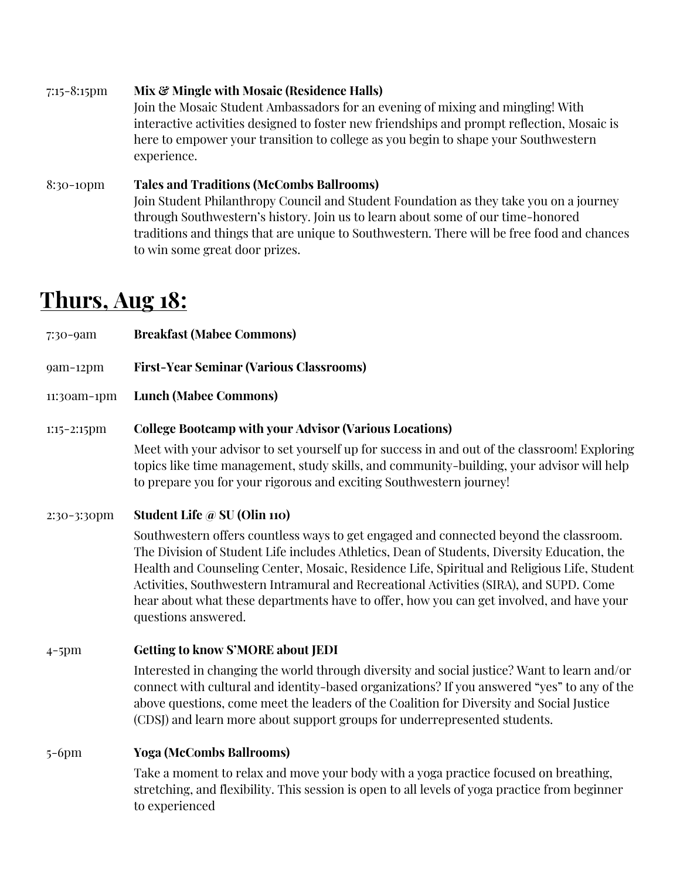7:15-8:15pm **Mix & Mingle with Mosaic (Residence Halls)**
Join the Mosaic Student Ambassadors for an evening of mixing and mingling! With interactive activities designed to foster new friendships and prompt reflection, Mosaic is here to empower your transition to college as you begin to shape your Southwestern experience.

8:30-10pm **Tales and Traditions (McCombs Ballrooms)**
Join Student Philanthropy Council and Student Foundation as they take you on a journey through Southwestern's history. Join us to learn about some of our time-honored traditions and things that are unique to Southwestern. There will be free food and chances to win some great door prizes.

## Thurs, Aug 18:

7:30-9am **Breakfast (Mabee Commons)**

9am-12pm **First-Year Seminar (Various Classrooms)**

11:30am-1pm **Lunch (Mabee Commons)**

1:15-2:15pm **College Bootcamp with your Advisor (Various Locations)**
Meet with your advisor to set yourself up for success in and out of the classroom! Exploring topics like time management, study skills, and community-building, your advisor will help to prepare you for your rigorous and exciting Southwestern journey!

2:30-3:30pm **Student Life @ SU (Olin 110)**
Southwestern offers countless ways to get engaged and connected beyond the classroom. The Division of Student Life includes Athletics, Dean of Students, Diversity Education, the Health and Counseling Center, Mosaic, Residence Life, Spiritual and Religious Life, Student Activities, Southwestern Intramural and Recreational Activities (SIRA), and SUPD. Come hear about what these departments have to offer, how you can get involved, and have your questions answered.

4-5pm **Getting to know S'MORE about JEDI**
Interested in changing the world through diversity and social justice? Want to learn and/or connect with cultural and identity-based organizations? If you answered "yes" to any of the above questions, come meet the leaders of the Coalition for Diversity and Social Justice (CDSJ) and learn more about support groups for underrepresented students.

5-6pm **Yoga (McCombs Ballrooms)**
Take a moment to relax and move your body with a yoga practice focused on breathing, stretching, and flexibility. This session is open to all levels of yoga practice from beginner to experienced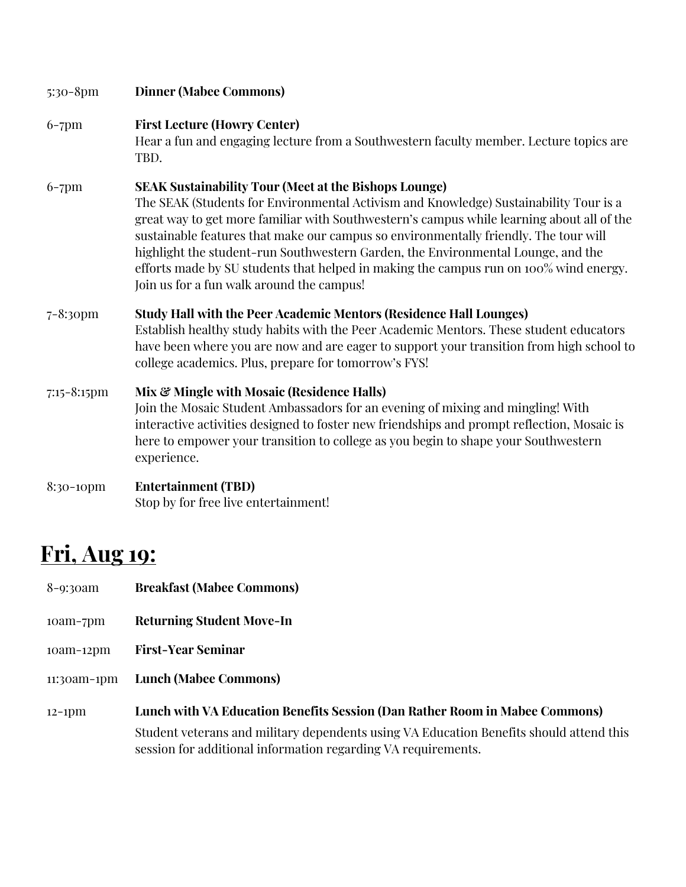5:30-8pm **Dinner (Mabee Commons)**

6-7pm **First Lecture (Howry Center)**
Hear a fun and engaging lecture from a Southwestern faculty member. Lecture topics are TBD.

6-7pm **SEAK Sustainability Tour (Meet at the Bishops Lounge)**
The SEAK (Students for Environmental Activism and Knowledge) Sustainability Tour is a great way to get more familiar with Southwestern's campus while learning about all of the sustainable features that make our campus so environmentally friendly. The tour will highlight the student-run Southwestern Garden, the Environmental Lounge, and the efforts made by SU students that helped in making the campus run on 100% wind energy. Join us for a fun walk around the campus!

7-8:30pm **Study Hall with the Peer Academic Mentors (Residence Hall Lounges)**
Establish healthy study habits with the Peer Academic Mentors. These student educators have been where you are now and are eager to support your transition from high school to college academics. Plus, prepare for tomorrow's FYS!

7:15-8:15pm **Mix & Mingle with Mosaic (Residence Halls)**
Join the Mosaic Student Ambassadors for an evening of mixing and mingling! With interactive activities designed to foster new friendships and prompt reflection, Mosaic is here to empower your transition to college as you begin to shape your Southwestern experience.

8:30-10pm **Entertainment (TBD)**
Stop by for free live entertainment!

## Fri, Aug 19:

8-9:30am **Breakfast (Mabee Commons)**

10am-7pm **Returning Student Move-In**

10am-12pm **First-Year Seminar**

11:30am-1pm **Lunch (Mabee Commons)**

12-1pm **Lunch with VA Education Benefits Session (Dan Rather Room in Mabee Commons)**
Student veterans and military dependents using VA Education Benefits should attend this session for additional information regarding VA requirements.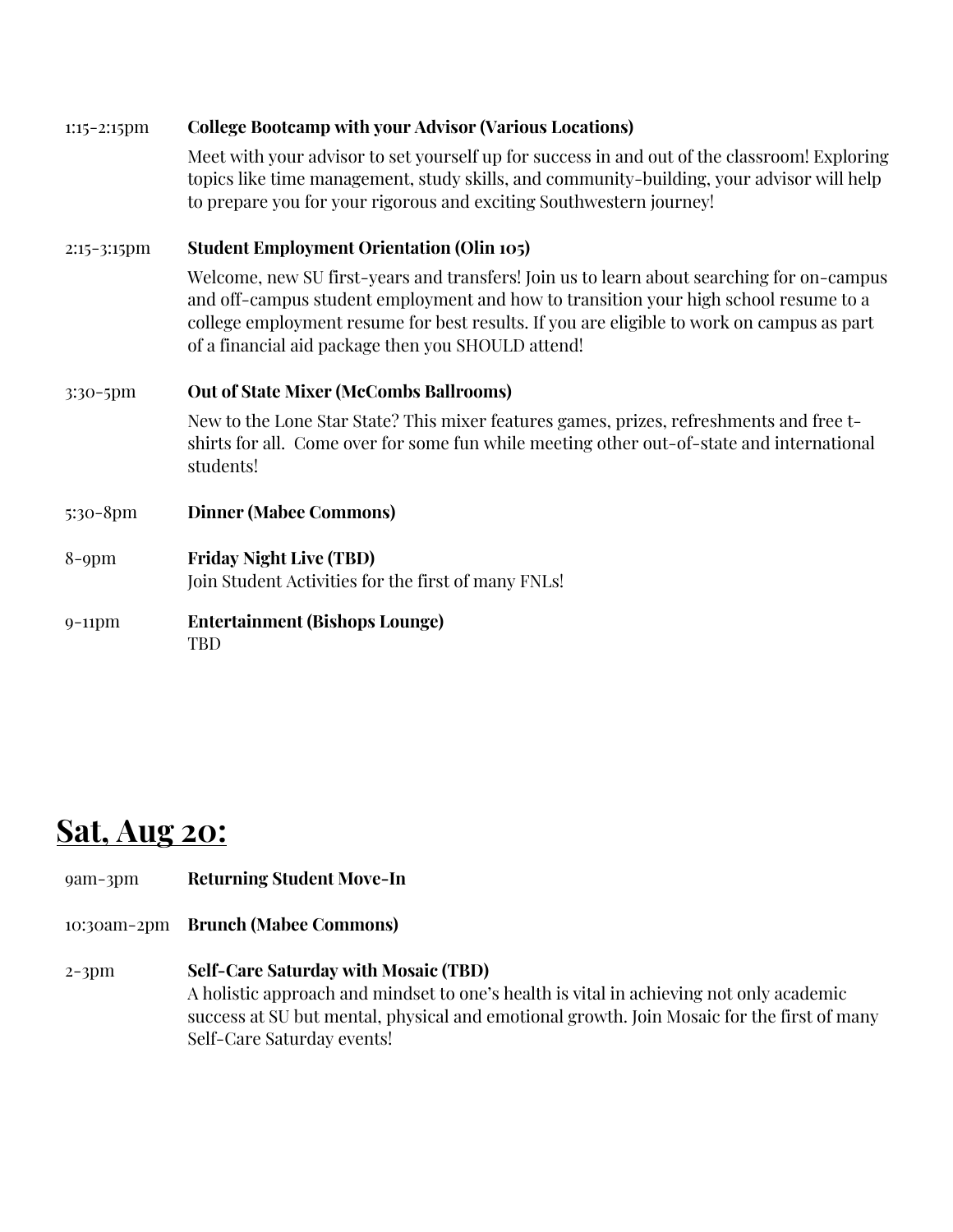1:15-2:15pm **College Bootcamp with your Advisor (Various Locations)**

Meet with your advisor to set yourself up for success in and out of the classroom! Exploring topics like time management, study skills, and community-building, your advisor will help to prepare you for your rigorous and exciting Southwestern journey!

2:15-3:15pm **Student Employment Orientation (Olin 105)**

Welcome, new SU first-years and transfers! Join us to learn about searching for on-campus and off-campus student employment and how to transition your high school resume to a college employment resume for best results. If you are eligible to work on campus as part of a financial aid package then you SHOULD attend!

3:30-5pm **Out of State Mixer (McCombs Ballrooms)**

New to the Lone Star State? This mixer features games, prizes, refreshments and free t-shirts for all. Come over for some fun while meeting other out-of-state and international students!

5:30-8pm **Dinner (Mabee Commons)**

8-9pm **Friday Night Live (TBD)**
Join Student Activities for the first of many FNLs!

9-11pm **Entertainment (Bishops Lounge)**
TBD

## Sat, Aug 20:

9am-3pm **Returning Student Move-In**

10:30am-2pm **Brunch (Mabee Commons)**

2-3pm **Self-Care Saturday with Mosaic (TBD)**
A holistic approach and mindset to one's health is vital in achieving not only academic success at SU but mental, physical and emotional growth. Join Mosaic for the first of many Self-Care Saturday events!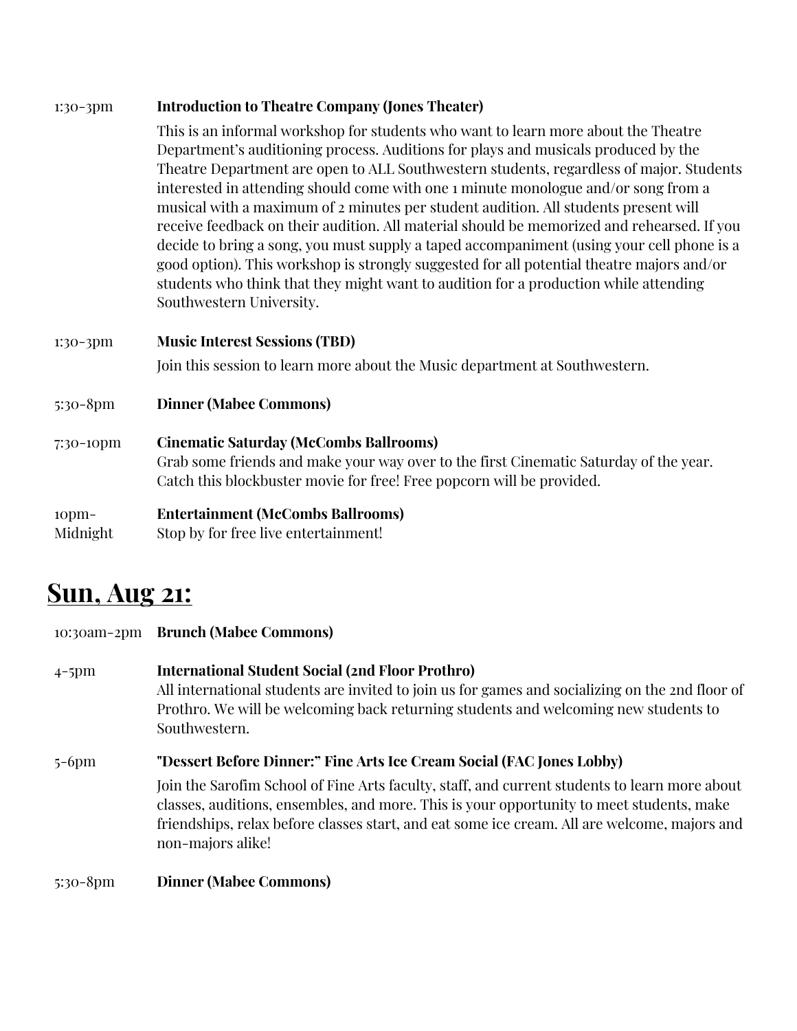1:30-3pm **Introduction to Theatre Company (Jones Theater)**

This is an informal workshop for students who want to learn more about the Theatre Department's auditioning process. Auditions for plays and musicals produced by the Theatre Department are open to ALL Southwestern students, regardless of major. Students interested in attending should come with one 1 minute monologue and/or song from a musical with a maximum of 2 minutes per student audition. All students present will receive feedback on their audition. All material should be memorized and rehearsed. If you decide to bring a song, you must supply a taped accompaniment (using your cell phone is a good option). This workshop is strongly suggested for all potential theatre majors and/or students who think that they might want to audition for a production while attending Southwestern University.

1:30-3pm **Music Interest Sessions (TBD)**

Join this session to learn more about the Music department at Southwestern.

5:30-8pm **Dinner (Mabee Commons)**

7:30-10pm **Cinematic Saturday (McCombs Ballrooms)**

Grab some friends and make your way over to the first Cinematic Saturday of the year. Catch this blockbuster movie for free! Free popcorn will be provided.

10pm-Midnight **Entertainment (McCombs Ballrooms)**

Stop by for free live entertainment!

## Sun, Aug 21:

10:30am-2pm **Brunch (Mabee Commons)**

4-5pm **International Student Social (2nd Floor Prothro)**

All international students are invited to join us for games and socializing on the 2nd floor of Prothro. We will be welcoming back returning students and welcoming new students to Southwestern.

5-6pm **"Dessert Before Dinner:" Fine Arts Ice Cream Social (FAC Jones Lobby)**

Join the Sarofim School of Fine Arts faculty, staff, and current students to learn more about classes, auditions, ensembles, and more. This is your opportunity to meet students, make friendships, relax before classes start, and eat some ice cream. All are welcome, majors and non-majors alike!

5:30-8pm **Dinner (Mabee Commons)**